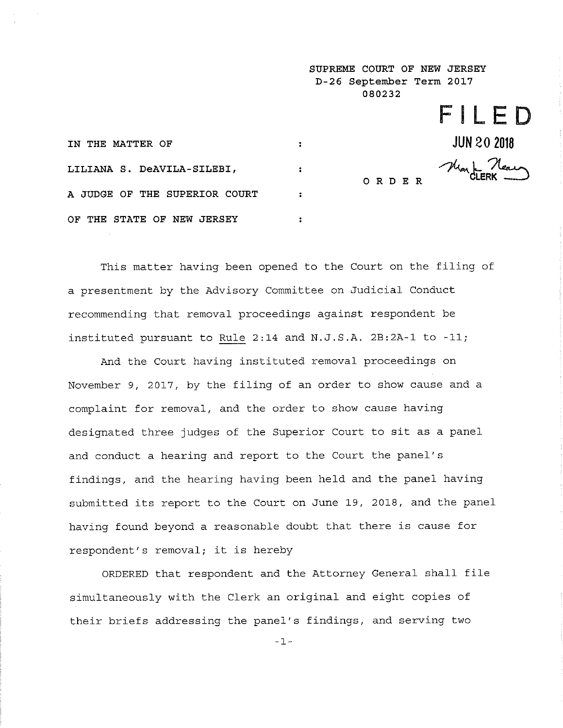SUPREME COURT OF NEW JERSEY
D-26 September Term 2017
080232

**FILED**
**JUN 20 2018**
CLERK

IN THE MATTER OF :
LILIANA S. DeAVILA-SILEBI, :
A JUDGE OF THE SUPERIOR COURT :
OF THE STATE OF NEW JERSEY :

O R D E R

This matter having been opened to the Court on the filing of a presentment by the Advisory Committee on Judicial Conduct recommending that removal proceedings against respondent be instituted pursuant to Rule 2:14 and N.J.S.A. 2B:2A-1 to -11;

And the Court having instituted removal proceedings on November 9, 2017, by the filing of an order to show cause and a complaint for removal, and the order to show cause having designated three judges of the Superior Court to sit as a panel and conduct a hearing and report to the Court the panel's findings, and the hearing having been held and the panel having submitted its report to the Court on June 19, 2018, and the panel having found beyond a reasonable doubt that there is cause for respondent's removal; it is hereby

ORDERED that respondent and the Attorney General shall file simultaneously with the Clerk an original and eight copies of their briefs addressing the panel's findings, and serving two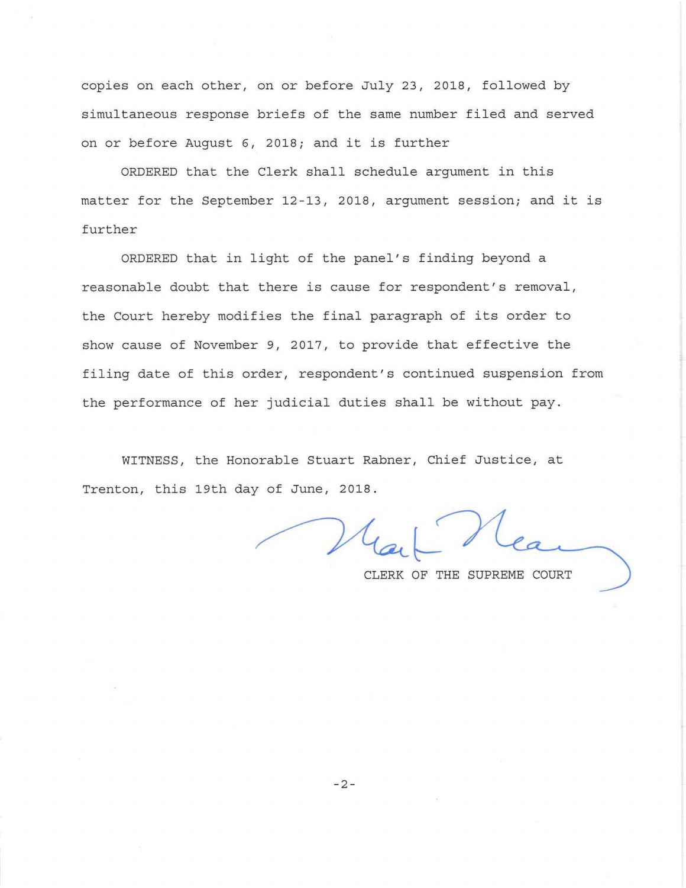copies on each other, on or before July 23, 2018, followed by simultaneous response briefs of the same number filed and served on or before August 6, 2018; and it is further

ORDERED that the Clerk shall schedule argument in this matter for the September 12-13, 2018, argument session; and it is further

ORDERED that in light of the panel's finding beyond a reasonable doubt that there is cause for respondent's removal, the Court hereby modifies the final paragraph of its order to show cause of November 9, 2017, to provide that effective the filing date of this order, respondent's continued suspension from the performance of her judicial duties shall be without pay.

WITNESS, the Honorable Stuart Rabner, Chief Justice, at Trenton, this 19th day of June, 2018.

CLERK OF THE SUPREME COURT